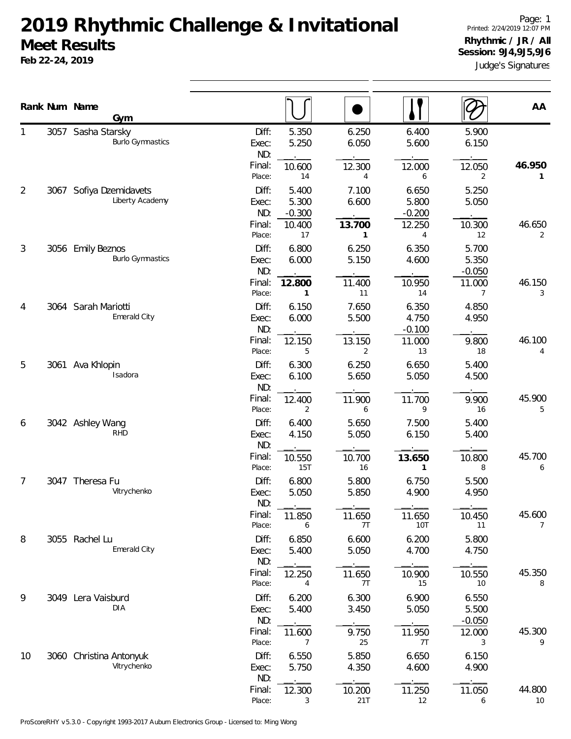# 2019 Rhythmic Challenge & Invitational

## Meet Results

**Feb 22-24, 2019**

Printed: 2/24/2019 12:07 PM

**Rhythmic / JR / All**

**Session: 9J4,9J5,9J6**

Judge's Signatures

| Rank | Num | Name / Gym | | Hoop | Ball | Clubs | Ribbon | AA |
|---|---|---|---|---|---|---|---|---|
| 1 | 3057 | Sasha Starsky<br>Burlo Gymnastics | Diff: | 5.350 | 6.250 | 6.400 | 5.900 | |
| | | | Exec: | 5.250 | 6.050 | 5.600 | 6.150 | |
| | | | ND: | . | . | . | . | |
| | | | Final: | 10.600 | 12.300 | 12.000 | 12.050 | **46.950** |
| | | | Place: | 14 | 4 | 6 | 2 | **1** |
| 2 | 3067 | Sofiya Dzemidavets<br>Liberty Academy | Diff: | 5.400 | 7.100 | 6.650 | 5.250 | |
| | | | Exec: | 5.300 | 6.600 | 5.800 | 5.050 | |
| | | | ND: | -0.300 | . | -0.200 | . | |
| | | | Final: | 10.400 | **13.700** | 12.250 | 10.300 | 46.650 |
| | | | Place: | 17 | **1** | 4 | 12 | 2 |
| 3 | 3056 | Emily Beznos<br>Burlo Gymnastics | Diff: | 6.800 | 6.250 | 6.350 | 5.700 | |
| | | | Exec: | 6.000 | 5.150 | 4.600 | 5.350 | |
| | | | ND: | . | . | . | -0.050 | |
| | | | Final: | **12.800** | 11.400 | 10.950 | 11.000 | 46.150 |
| | | | Place: | **1** | 11 | 14 | 7 | 3 |
| 4 | 3064 | Sarah Mariotti<br>Emerald City | Diff: | 6.150 | 7.650 | 6.350 | 4.850 | |
| | | | Exec: | 6.000 | 5.500 | 4.750 | 4.950 | |
| | | | ND: | . | . | -0.100 | . | |
| | | | Final: | 12.150 | 13.150 | 11.000 | 9.800 | 46.100 |
| | | | Place: | 5 | 2 | 13 | 18 | 4 |
| 5 | 3061 | Ava Khlopin<br>Isadora | Diff: | 6.300 | 6.250 | 6.650 | 5.400 | |
| | | | Exec: | 6.100 | 5.650 | 5.050 | 4.500 | |
| | | | ND: | . | . | . | . | |
| | | | Final: | 12.400 | 11.900 | 11.700 | 9.900 | 45.900 |
| | | | Place: | 2 | 6 | 9 | 16 | 5 |
| 6 | 3042 | Ashley Wang<br>RHD | Diff: | 6.400 | 5.650 | 7.500 | 5.400 | |
| | | | Exec: | 4.150 | 5.050 | 6.150 | 5.400 | |
| | | | ND: | . | . | . | . | |
| | | | Final: | 10.550 | 10.700 | **13.650** | 10.800 | 45.700 |
| | | | Place: | 15T | 16 | **1** | 8 | 6 |
| 7 | 3047 | Theresa Fu<br>Vitrychenko | Diff: | 6.800 | 5.800 | 6.750 | 5.500 | |
| | | | Exec: | 5.050 | 5.850 | 4.900 | 4.950 | |
| | | | ND: | . | . | . | . | |
| | | | Final: | 11.850 | 11.650 | 11.650 | 10.450 | 45.600 |
| | | | Place: | 6 | 7T | 10T | 11 | 7 |
| 8 | 3055 | Rachel Lu<br>Emerald City | Diff: | 6.850 | 6.600 | 6.200 | 5.800 | |
| | | | Exec: | 5.400 | 5.050 | 4.700 | 4.750 | |
| | | | ND: | . | . | . | . | |
| | | | Final: | 12.250 | 11.650 | 10.900 | 10.550 | 45.350 |
| | | | Place: | 4 | 7T | 15 | 10 | 8 |
| 9 | 3049 | Lera Vaisburd<br>DIA | Diff: | 6.200 | 6.300 | 6.900 | 6.550 | |
| | | | Exec: | 5.400 | 3.450 | 5.050 | 5.500 | |
| | | | ND: | . | . | . | -0.050 | |
| | | | Final: | 11.600 | 9.750 | 11.950 | 12.000 | 45.300 |
| | | | Place: | 7 | 25 | 7T | 3 | 9 |
| 10 | 3060 | Christina Antonyuk<br>Vitrychenko | Diff: | 6.550 | 5.850 | 6.650 | 6.150 | |
| | | | Exec: | 5.750 | 4.350 | 4.600 | 4.900 | |
| | | | ND: | . | . | . | . | |
| | | | Final: | 12.300 | 10.200 | 11.250 | 11.050 | 44.800 |
| | | | Place: | 3 | 21T | 12 | 6 | 10 |

ProScoreRHY v5.3.0 - Copyright 1993-2017 Auburn Electronics Group - Licensed to: Ming Wong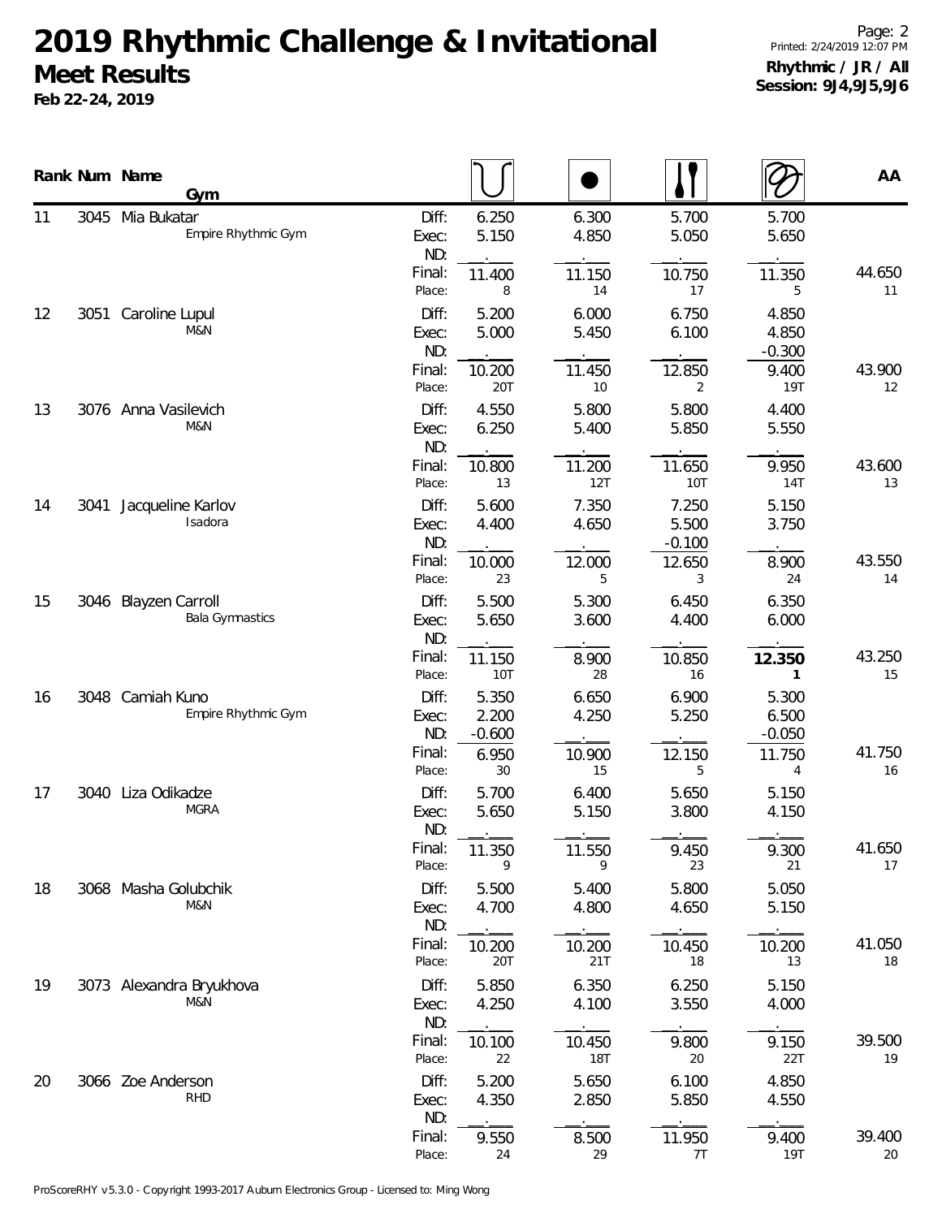# 2019 Rhythmic Challenge & Invitational

## Meet Results

**Feb 22-24, 2019**

Printed: 2/24/2019 12:07 PM

**Rhythmic / JR / All**
**Session: 9J4,9J5,9J6**

| Rank | Num | Name / Gym | | Hoop | Ball | Clubs | Ribbon | AA |
|---|---|---|---|---|---|---|---|---|
| 11 | 3045 | Mia Bukatar | Diff: | 6.250 | 6.300 | 5.700 | 5.700 | |
| | | Empire Rhythmic Gym | Exec: | 5.150 | 4.850 | 5.050 | 5.650 | |
| | | | ND: | . | . | . | . | |
| | | | Final: | 11.400 | 11.150 | 10.750 | 11.350 | 44.650 |
| | | | Place: | 8 | 14 | 17 | 5 | 11 |
| 12 | 3051 | Caroline Lupul | Diff: | 5.200 | 6.000 | 6.750 | 4.850 | |
| | | M&N | Exec: | 5.000 | 5.450 | 6.100 | 4.850 | |
| | | | ND: | . | . | . | -0.300 | |
| | | | Final: | 10.200 | 11.450 | 12.850 | 9.400 | 43.900 |
| | | | Place: | 20T | 10 | 2 | 19T | 12 |
| 13 | 3076 | Anna Vasilevich | Diff: | 4.550 | 5.800 | 5.800 | 4.400 | |
| | | M&N | Exec: | 6.250 | 5.400 | 5.850 | 5.550 | |
| | | | ND: | . | . | . | . | |
| | | | Final: | 10.800 | 11.200 | 11.650 | 9.950 | 43.600 |
| | | | Place: | 13 | 12T | 10T | 14T | 13 |
| 14 | 3041 | Jacqueline Karlov | Diff: | 5.600 | 7.350 | 7.250 | 5.150 | |
| | | Isadora | Exec: | 4.400 | 4.650 | 5.500 | 3.750 | |
| | | | ND: | . | . | -0.100 | . | |
| | | | Final: | 10.000 | 12.000 | 12.650 | 8.900 | 43.550 |
| | | | Place: | 23 | 5 | 3 | 24 | 14 |
| 15 | 3046 | Blayzen Carroll | Diff: | 5.500 | 5.300 | 6.450 | 6.350 | |
| | | Bala Gymnastics | Exec: | 5.650 | 3.600 | 4.400 | 6.000 | |
| | | | ND: | . | . | . | . | |
| | | | Final: | 11.150 | 8.900 | 10.850 | **12.350** | 43.250 |
| | | | Place: | 10T | 28 | 16 | **1** | 15 |
| 16 | 3048 | Camiah Kuno | Diff: | 5.350 | 6.650 | 6.900 | 5.300 | |
| | | Empire Rhythmic Gym | Exec: | 2.200 | 4.250 | 5.250 | 6.500 | |
| | | | ND: | -0.600 | . | . | -0.050 | |
| | | | Final: | 6.950 | 10.900 | 12.150 | 11.750 | 41.750 |
| | | | Place: | 30 | 15 | 5 | 4 | 16 |
| 17 | 3040 | Liza Odikadze | Diff: | 5.700 | 6.400 | 5.650 | 5.150 | |
| | | MGRA | Exec: | 5.650 | 5.150 | 3.800 | 4.150 | |
| | | | ND: | . | . | . | . | |
| | | | Final: | 11.350 | 11.550 | 9.450 | 9.300 | 41.650 |
| | | | Place: | 9 | 9 | 23 | 21 | 17 |
| 18 | 3068 | Masha Golubchik | Diff: | 5.500 | 5.400 | 5.800 | 5.050 | |
| | | M&N | Exec: | 4.700 | 4.800 | 4.650 | 5.150 | |
| | | | ND: | . | . | . | . | |
| | | | Final: | 10.200 | 10.200 | 10.450 | 10.200 | 41.050 |
| | | | Place: | 20T | 21T | 18 | 13 | 18 |
| 19 | 3073 | Alexandra Bryukhova | Diff: | 5.850 | 6.350 | 6.250 | 5.150 | |
| | | M&N | Exec: | 4.250 | 4.100 | 3.550 | 4.000 | |
| | | | ND: | . | . | . | . | |
| | | | Final: | 10.100 | 10.450 | 9.800 | 9.150 | 39.500 |
| | | | Place: | 22 | 18T | 20 | 22T | 19 |
| 20 | 3066 | Zoe Anderson | Diff: | 5.200 | 5.650 | 6.100 | 4.850 | |
| | | RHD | Exec: | 4.350 | 2.850 | 5.850 | 4.550 | |
| | | | ND: | . | . | . | . | |
| | | | Final: | 9.550 | 8.500 | 11.950 | 9.400 | 39.400 |
| | | | Place: | 24 | 29 | 7T | 19T | 20 |

ProScoreRHY v5.3.0 - Copyright 1993-2017 Auburn Electronics Group - Licensed to: Ming Wong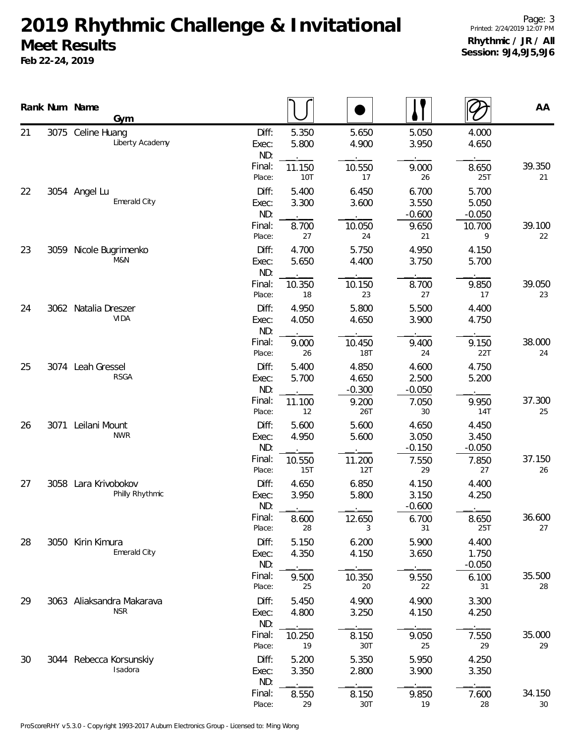# 2019 Rhythmic Challenge & Invitational

## Meet Results

**Feb 22-24, 2019**

Printed: 2/24/2019 12:07 PM

**Rhythmic / JR / All**
**Session: 9J4,9J5,9J6**

| Rank | Num | Name / Gym | | Hoop | Ball | Clubs | Ribbon | AA |
|---|---|---|---|---|---|---|---|---|
| 21 | 3075 | Celine Huang | Diff: | 5.350 | 5.650 | 5.050 | 4.000 | |
| | | Liberty Academy | Exec: | 5.800 | 4.900 | 3.950 | 4.650 | |
| | | | ND: | . | . | . | . | |
| | | | Final: | 11.150 | 10.550 | 9.000 | 8.650 | 39.350 |
| | | | Place: | 10T | 17 | 26 | 25T | 21 |
| 22 | 3054 | Angel Lu | Diff: | 5.400 | 6.450 | 6.700 | 5.700 | |
| | | Emerald City | Exec: | 3.300 | 3.600 | 3.550 | 5.050 | |
| | | | ND: | . | . | -0.600 | -0.050 | |
| | | | Final: | 8.700 | 10.050 | 9.650 | 10.700 | 39.100 |
| | | | Place: | 27 | 24 | 21 | 9 | 22 |
| 23 | 3059 | Nicole Bugrimenko | Diff: | 4.700 | 5.750 | 4.950 | 4.150 | |
| | | M&N | Exec: | 5.650 | 4.400 | 3.750 | 5.700 | |
| | | | ND: | . | . | . | . | |
| | | | Final: | 10.350 | 10.150 | 8.700 | 9.850 | 39.050 |
| | | | Place: | 18 | 23 | 27 | 17 | 23 |
| 24 | 3062 | Natalia Dreszer | Diff: | 4.950 | 5.800 | 5.500 | 4.400 | |
| | | VIDA | Exec: | 4.050 | 4.650 | 3.900 | 4.750 | |
| | | | ND: | . | . | . | . | |
| | | | Final: | 9.000 | 10.450 | 9.400 | 9.150 | 38.000 |
| | | | Place: | 26 | 18T | 24 | 22T | 24 |
| 25 | 3074 | Leah Gressel | Diff: | 5.400 | 4.850 | 4.600 | 4.750 | |
| | | RSGA | Exec: | 5.700 | 4.650 | 2.500 | 5.200 | |
| | | | ND: | . | -0.300 | -0.050 | . | |
| | | | Final: | 11.100 | 9.200 | 7.050 | 9.950 | 37.300 |
| | | | Place: | 12 | 26T | 30 | 14T | 25 |
| 26 | 3071 | Leilani Mount | Diff: | 5.600 | 5.600 | 4.650 | 4.450 | |
| | | NWR | Exec: | 4.950 | 5.600 | 3.050 | 3.450 | |
| | | | ND: | . | . | -0.150 | -0.050 | |
| | | | Final: | 10.550 | 11.200 | 7.550 | 7.850 | 37.150 |
| | | | Place: | 15T | 12T | 29 | 27 | 26 |
| 27 | 3058 | Lara Krivobokov | Diff: | 4.650 | 6.850 | 4.150 | 4.400 | |
| | | Philly Rhythmic | Exec: | 3.950 | 5.800 | 3.150 | 4.250 | |
| | | | ND: | . | . | -0.600 | . | |
| | | | Final: | 8.600 | 12.650 | 6.700 | 8.650 | 36.600 |
| | | | Place: | 28 | 3 | 31 | 25T | 27 |
| 28 | 3050 | Kirin Kimura | Diff: | 5.150 | 6.200 | 5.900 | 4.400 | |
| | | Emerald City | Exec: | 4.350 | 4.150 | 3.650 | 1.750 | |
| | | | ND: | . | . | . | -0.050 | |
| | | | Final: | 9.500 | 10.350 | 9.550 | 6.100 | 35.500 |
| | | | Place: | 25 | 20 | 22 | 31 | 28 |
| 29 | 3063 | Aliaksandra Makarava | Diff: | 5.450 | 4.900 | 4.900 | 3.300 | |
| | | NSR | Exec: | 4.800 | 3.250 | 4.150 | 4.250 | |
| | | | ND: | . | . | . | . | |
| | | | Final: | 10.250 | 8.150 | 9.050 | 7.550 | 35.000 |
| | | | Place: | 19 | 30T | 25 | 29 | 29 |
| 30 | 3044 | Rebecca Korsunskiy | Diff: | 5.200 | 5.350 | 5.950 | 4.250 | |
| | | Isadora | Exec: | 3.350 | 2.800 | 3.900 | 3.350 | |
| | | | ND: | . | . | . | . | |
| | | | Final: | 8.550 | 8.150 | 9.850 | 7.600 | 34.150 |
| | | | Place: | 29 | 30T | 19 | 28 | 30 |

ProScoreRHY v5.3.0 - Copyright 1993-2017 Auburn Electronics Group - Licensed to: Ming Wong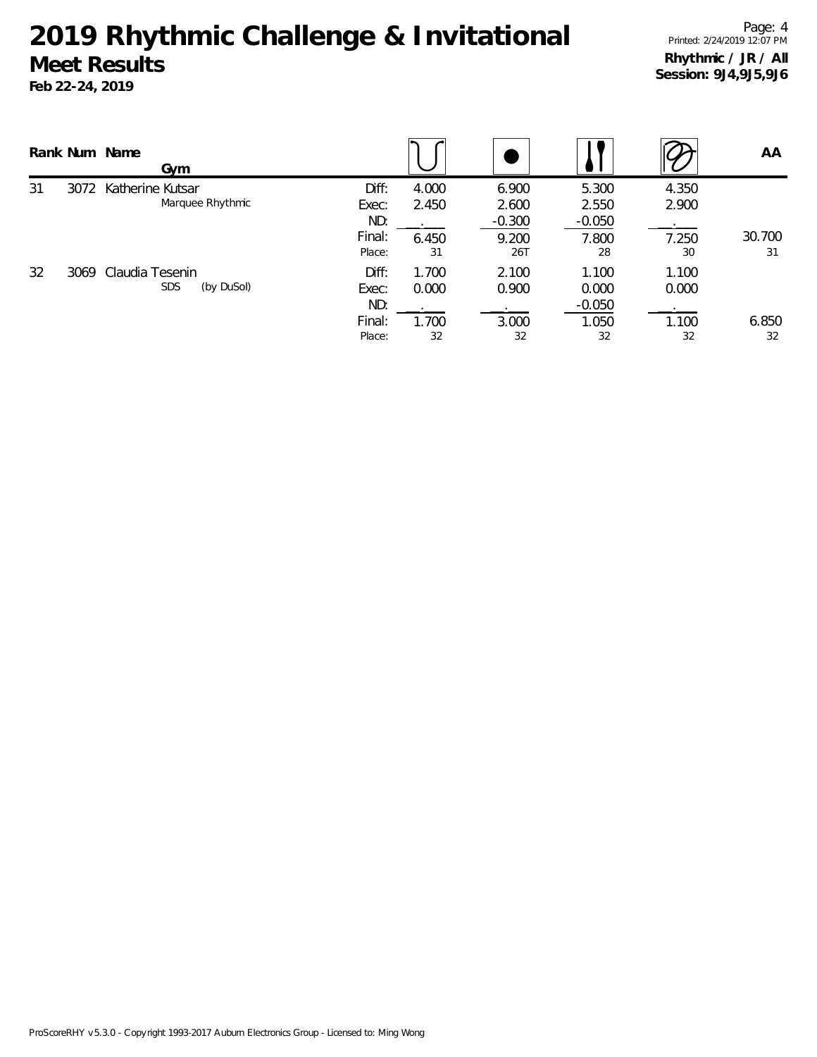# 2019 Rhythmic Challenge & Invitational

## Meet Results

**Feb 22-24, 2019**

Printed: 2/24/2019 12:07 PM

**Rhythmic / JR / All**
**Session: 9J4,9J5,9J6**

| Rank | Num | Name / Gym | | Hoop | Ball | Clubs | Ribbon | AA |
|---|---|---|---|---|---|---|---|---|
| 31 | 3072 | Katherine Kutsar | Diff: | 4.000 | 6.900 | 5.300 | 4.350 | |
| | | Marquee Rhythmic | Exec: | 2.450 | 2.600 | 2.550 | 2.900 | |
| | | | ND: | ___.___ | -0.300 | -0.050 | ___.___ | |
| | | | Final: | 6.450 | 9.200 | 7.800 | 7.250 | 30.700 |
| | | | Place: | 31 | 26T | 28 | 30 | 31 |
| 32 | 3069 | Claudia Tesenin | Diff: | 1.700 | 2.100 | 1.100 | 1.100 | |
| | | SDS (by DuSol) | Exec: | 0.000 | 0.900 | 0.000 | 0.000 | |
| | | | ND: | ___.___ | ___.___ | -0.050 | ___.___ | |
| | | | Final: | 1.700 | 3.000 | 1.050 | 1.100 | 6.850 |
| | | | Place: | 32 | 32 | 32 | 32 | 32 |

ProScoreRHY v5.3.0 - Copyright 1993-2017 Auburn Electronics Group - Licensed to: Ming Wong